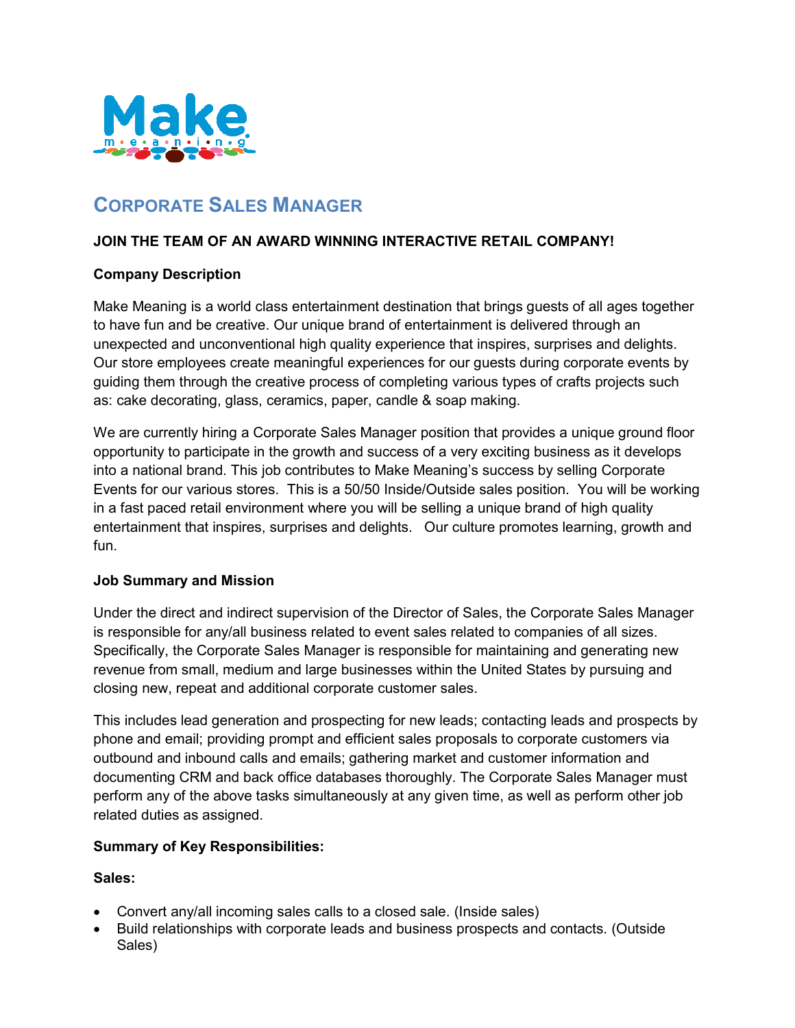Make
m • e • a • n • i • n • g

# Corporate Sales Manager

**JOIN THE TEAM OF AN AWARD WINNING INTERACTIVE RETAIL COMPANY!**

**Company Description**

Make Meaning is a world class entertainment destination that brings guests of all ages together to have fun and be creative. Our unique brand of entertainment is delivered through an unexpected and unconventional high quality experience that inspires, surprises and delights. Our store employees create meaningful experiences for our guests during corporate events by guiding them through the creative process of completing various types of crafts projects such as: cake decorating, glass, ceramics, paper, candle & soap making.

We are currently hiring a Corporate Sales Manager position that provides a unique ground floor opportunity to participate in the growth and success of a very exciting business as it develops into a national brand. This job contributes to Make Meaning's success by selling Corporate Events for our various stores. This is a 50/50 Inside/Outside sales position. You will be working in a fast paced retail environment where you will be selling a unique brand of high quality entertainment that inspires, surprises and delights. Our culture promotes learning, growth and fun.

**Job Summary and Mission**

Under the direct and indirect supervision of the Director of Sales, the Corporate Sales Manager is responsible for any/all business related to event sales related to companies of all sizes. Specifically, the Corporate Sales Manager is responsible for maintaining and generating new revenue from small, medium and large businesses within the United States by pursuing and closing new, repeat and additional corporate customer sales.

This includes lead generation and prospecting for new leads; contacting leads and prospects by phone and email; providing prompt and efficient sales proposals to corporate customers via outbound and inbound calls and emails; gathering market and customer information and documenting CRM and back office databases thoroughly. The Corporate Sales Manager must perform any of the above tasks simultaneously at any given time, as well as perform other job related duties as assigned.

**Summary of Key Responsibilities:**

**Sales:**

- Convert any/all incoming sales calls to a closed sale. (Inside sales)
- Build relationships with corporate leads and business prospects and contacts. (Outside Sales)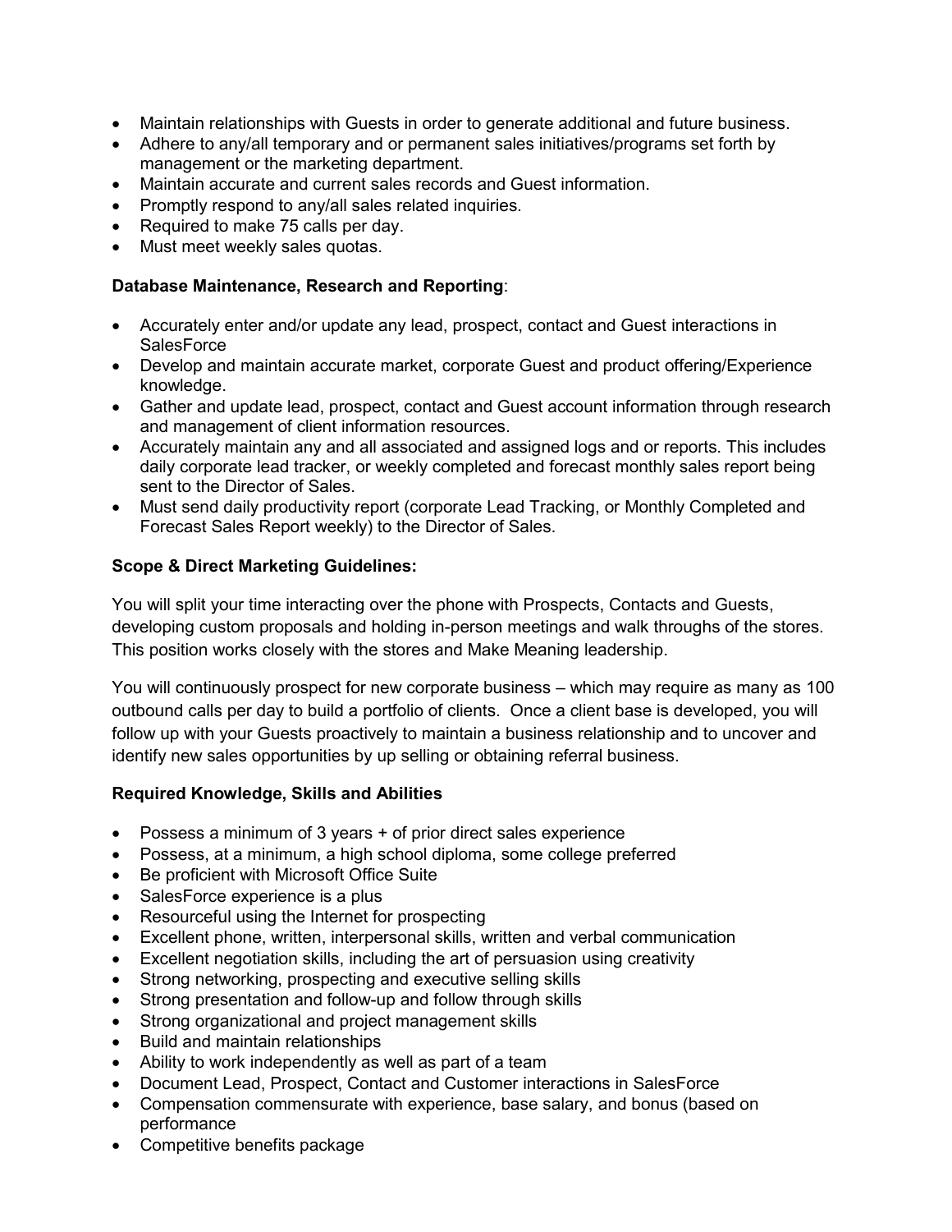- Maintain relationships with Guests in order to generate additional and future business.
- Adhere to any/all temporary and or permanent sales initiatives/programs set forth by management or the marketing department.
- Maintain accurate and current sales records and Guest information.
- Promptly respond to any/all sales related inquiries.
- Required to make 75 calls per day.
- Must meet weekly sales quotas.

**Database Maintenance, Research and Reporting**:

- Accurately enter and/or update any lead, prospect, contact and Guest interactions in SalesForce
- Develop and maintain accurate market, corporate Guest and product offering/Experience knowledge.
- Gather and update lead, prospect, contact and Guest account information through research and management of client information resources.
- Accurately maintain any and all associated and assigned logs and or reports. This includes daily corporate lead tracker, or weekly completed and forecast monthly sales report being sent to the Director of Sales.
- Must send daily productivity report (corporate Lead Tracking, or Monthly Completed and Forecast Sales Report weekly) to the Director of Sales.

**Scope & Direct Marketing Guidelines:**

You will split your time interacting over the phone with Prospects, Contacts and Guests, developing custom proposals and holding in-person meetings and walk throughs of the stores. This position works closely with the stores and Make Meaning leadership.

You will continuously prospect for new corporate business – which may require as many as 100 outbound calls per day to build a portfolio of clients. Once a client base is developed, you will follow up with your Guests proactively to maintain a business relationship and to uncover and identify new sales opportunities by up selling or obtaining referral business.

**Required Knowledge, Skills and Abilities**

- Possess a minimum of 3 years + of prior direct sales experience
- Possess, at a minimum, a high school diploma, some college preferred
- Be proficient with Microsoft Office Suite
- SalesForce experience is a plus
- Resourceful using the Internet for prospecting
- Excellent phone, written, interpersonal skills, written and verbal communication
- Excellent negotiation skills, including the art of persuasion using creativity
- Strong networking, prospecting and executive selling skills
- Strong presentation and follow-up and follow through skills
- Strong organizational and project management skills
- Build and maintain relationships
- Ability to work independently as well as part of a team
- Document Lead, Prospect, Contact and Customer interactions in SalesForce
- Compensation commensurate with experience, base salary, and bonus (based on performance
- Competitive benefits package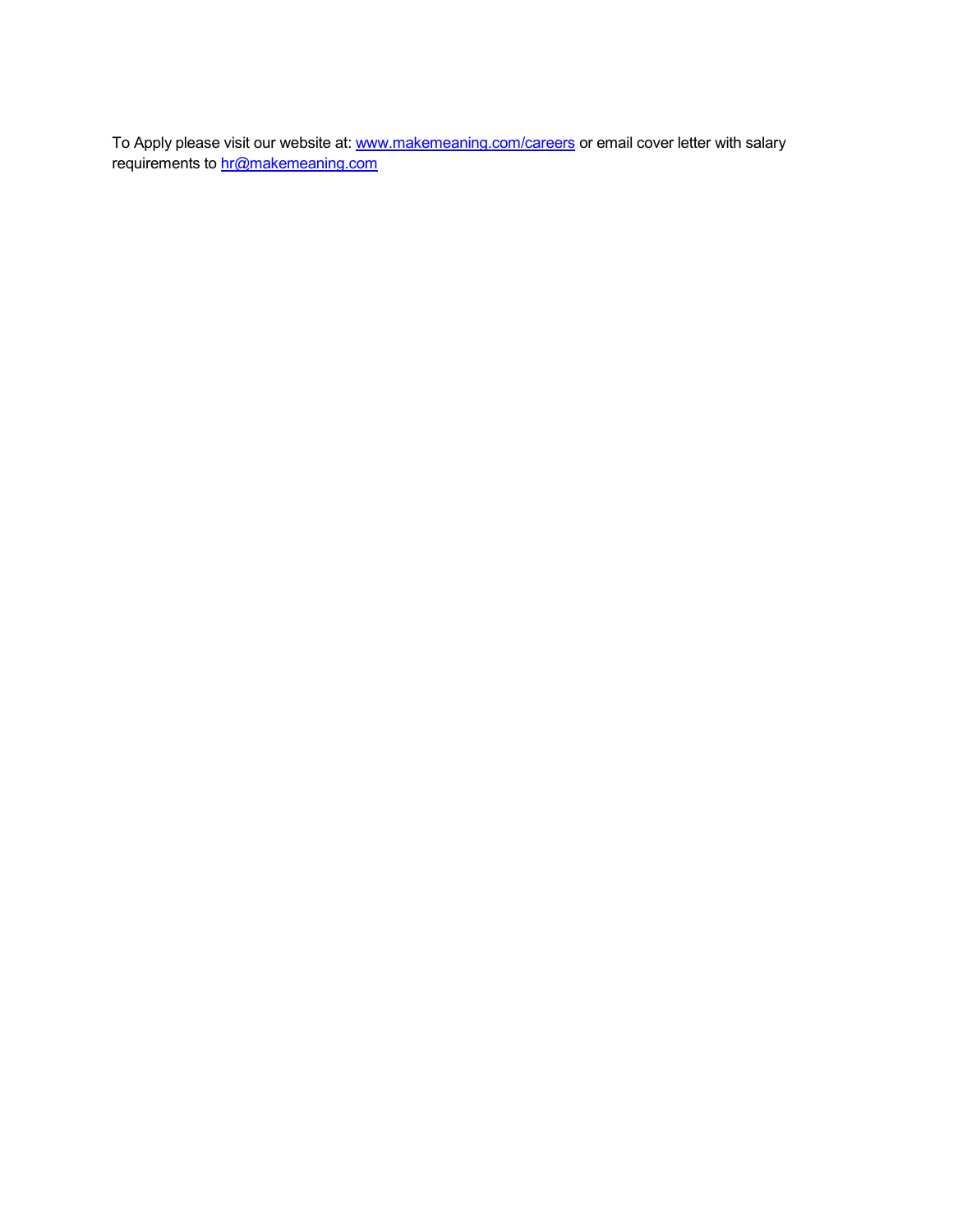To Apply please visit our website at: www.makemeaning.com/careers or email cover letter with salary requirements to hr@makemeaning.com